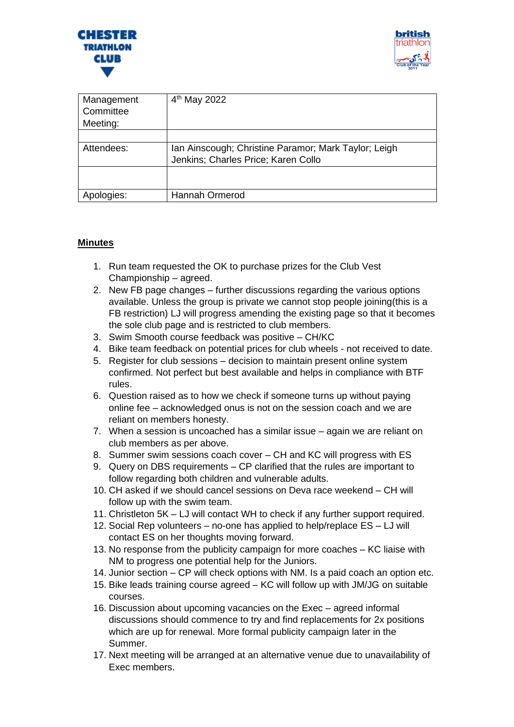CHESTER TRIATHLON CLUB

british triathlon Club of the Year 2011

| Management Committee Meeting: | 4th May 2022 |
|---|---|
| | |
| Attendees: | Ian Ainscough; Christine Paramor; Mark Taylor; Leigh Jenkins; Charles Price; Karen Collo |
| | |
| Apologies: | Hannah Ormerod |

**Minutes**

1. Run team requested the OK to purchase prizes for the Club Vest Championship – agreed.
2. New FB page changes – further discussions regarding the various options available. Unless the group is private we cannot stop people joining(this is a FB restriction) LJ will progress amending the existing page so that it becomes the sole club page and is restricted to club members.
3. Swim Smooth course feedback was positive – CH/KC
4. Bike team feedback on potential prices for club wheels - not received to date.
5. Register for club sessions – decision to maintain present online system confirmed. Not perfect but best available and helps in compliance with BTF rules.
6. Question raised as to how we check if someone turns up without paying online fee – acknowledged onus is not on the session coach and we are reliant on members honesty.
7. When a session is uncoached has a similar issue – again we are reliant on club members as per above.
8. Summer swim sessions coach cover – CH and KC will progress with ES
9. Query on DBS requirements – CP clarified that the rules are important to follow regarding both children and vulnerable adults.
10. CH asked if we should cancel sessions on Deva race weekend – CH will follow up with the swim team.
11. Christleton 5K – LJ will contact WH to check if any further support required.
12. Social Rep volunteers – no-one has applied to help/replace ES – LJ will contact ES on her thoughts moving forward.
13. No response from the publicity campaign for more coaches – KC liaise with NM to progress one potential help for the Juniors.
14. Junior section – CP will check options with NM. Is a paid coach an option etc.
15. Bike leads training course agreed – KC will follow up with JM/JG on suitable courses.
16. Discussion about upcoming vacancies on the Exec – agreed informal discussions should commence to try and find replacements for 2x positions which are up for renewal. More formal publicity campaign later in the Summer.
17. Next meeting will be arranged at an alternative venue due to unavailability of Exec members.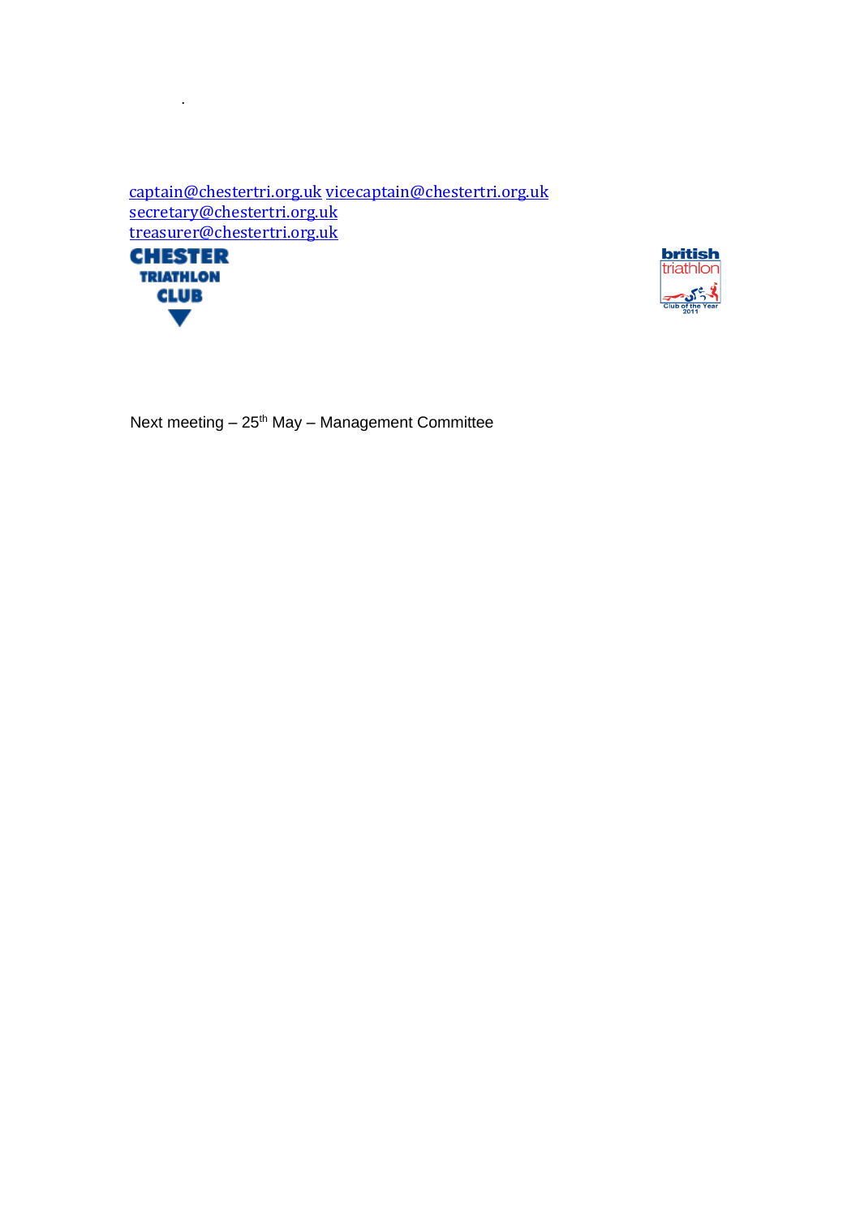.

captain@chestertri.org.uk vicecaptain@chestertri.org.uk
secretary@chestertri.org.uk
treasurer@chestertri.org.uk

CHESTER TRIATHLON CLUB

british triathlon Club of the Year 2011

Next meeting – 25th May – Management Committee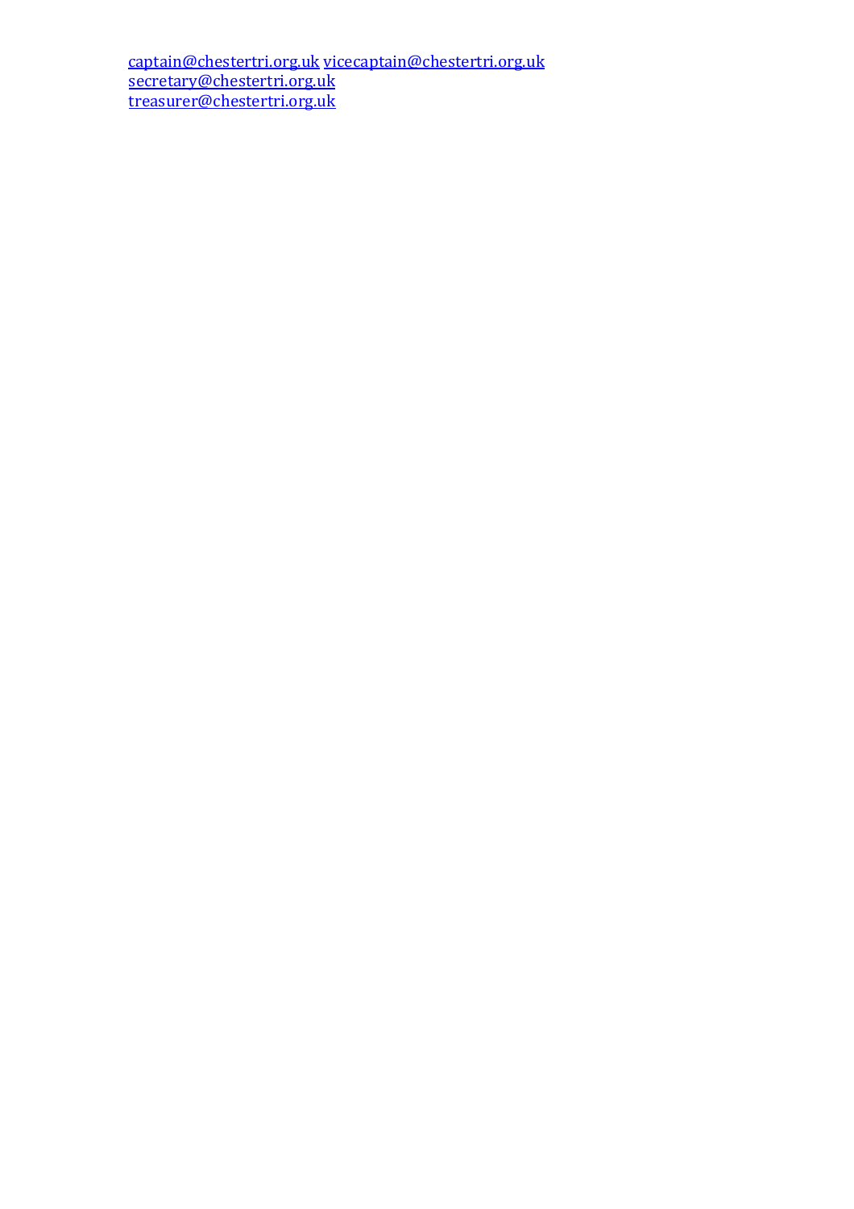captain@chestertri.org.uk vicecaptain@chestertri.org.uk
secretary@chestertri.org.uk
treasurer@chestertri.org.uk